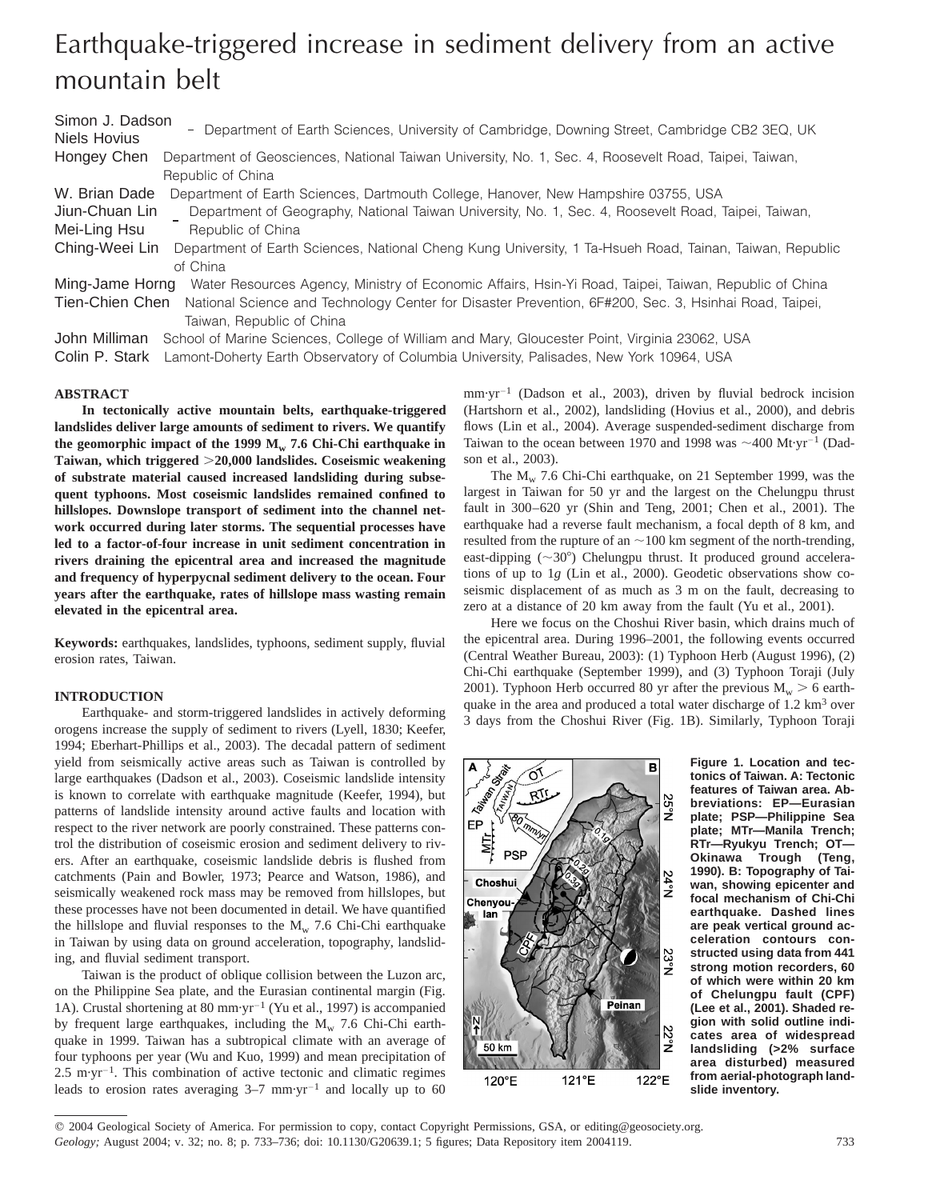# Earthquake-triggered increase in sediment delivery from an active mountain belt

Simon J. Dadson, Niels Hovius — Department of Earth Sciences, University of Cambridge, Downing Street, Cambridge CB2 3EQ, UK

Hongey Chen — Department of Geosciences, National Taiwan University, No. 1, Sec. 4, Roosevelt Road, Taipei, Taiwan, Republic of China

W. Brian Dade — Department of Earth Sciences, Dartmouth College, Hanover, New Hampshire 03755, USA

Jiun-Chuan Lin, Mei-Ling Hsu — Department of Geography, National Taiwan University, No. 1, Sec. 4, Roosevelt Road, Taipei, Taiwan, Republic of China

Ching-Weei Lin — Department of Earth Sciences, National Cheng Kung University, 1 Ta-Hsueh Road, Tainan, Taiwan, Republic of China

Ming-Jame Horng — Water Resources Agency, Ministry of Economic Affairs, Hsin-Yi Road, Taipei, Taiwan, Republic of China

Tien-Chien Chen — National Science and Technology Center for Disaster Prevention, 6F#200, Sec. 3, Hsinhai Road, Taipei, Taiwan, Republic of China

John Milliman — School of Marine Sciences, College of William and Mary, Gloucester Point, Virginia 23062, USA

Colin P. Stark — Lamont-Doherty Earth Observatory of Columbia University, Palisades, New York 10964, USA

## ABSTRACT

**In tectonically active mountain belts, earthquake-triggered landslides deliver large amounts of sediment to rivers. We quantify the geomorphic impact of the 1999 $M_w$ 7.6 Chi-Chi earthquake in Taiwan, which triggered >20,000 landslides. Coseismic weakening of substrate material caused increased landsliding during subsequent typhoons. Most coseismic landslides remained confined to hillslopes. Downslope transport of sediment into the channel network occurred during later storms. The sequential processes have led to a factor-of-four increase in unit sediment concentration in rivers draining the epicentral area and increased the magnitude and frequency of hyperpycnal sediment delivery to the ocean. Four years after the earthquake, rates of hillslope mass wasting remain elevated in the epicentral area.**

**Keywords:** earthquakes, landslides, typhoons, sediment supply, fluvial erosion rates, Taiwan.

## INTRODUCTION

Earthquake- and storm-triggered landslides in actively deforming orogens increase the supply of sediment to rivers (Lyell, 1830; Keefer, 1994; Eberhart-Phillips et al., 2003). The decadal pattern of sediment yield from seismically active areas such as Taiwan is controlled by large earthquakes (Dadson et al., 2003). Coseismic landslide intensity is known to correlate with earthquake magnitude (Keefer, 1994), but patterns of landslide intensity around active faults and location with respect to the river network are poorly constrained. These patterns control the distribution of coseismic erosion and sediment delivery to rivers. After an earthquake, coseismic landslide debris is flushed from catchments (Pain and Bowler, 1973; Pearce and Watson, 1986), and seismically weakened rock mass may be removed from hillslopes, but these processes have not been documented in detail. We have quantified the hillslope and fluvial responses to the $M_w$ 7.6 Chi-Chi earthquake in Taiwan by using data on ground acceleration, topography, landsliding, and fluvial sediment transport.

Taiwan is the product of oblique collision between the Luzon arc, on the Philippine Sea plate, and the Eurasian continental margin (Fig. 1A). Crustal shortening at 80 mm·yr$^{-1}$ (Yu et al., 1997) is accompanied by frequent large earthquakes, including the $M_w$ 7.6 Chi-Chi earthquake in 1999. Taiwan has a subtropical climate with an average of four typhoons per year (Wu and Kuo, 1999) and mean precipitation of 2.5 m·yr$^{-1}$. This combination of active tectonic and climatic regimes leads to erosion rates averaging 3–7 mm·yr$^{-1}$ and locally up to 60 mm·yr$^{-1}$ (Dadson et al., 2003), driven by fluvial bedrock incision (Hartshorn et al., 2002), landsliding (Hovius et al., 2000), and debris flows (Lin et al., 2004). Average suspended-sediment discharge from Taiwan to the ocean between 1970 and 1998 was ~400 Mt·yr$^{-1}$ (Dadson et al., 2003).

The $M_w$ 7.6 Chi-Chi earthquake, on 21 September 1999, was the largest in Taiwan for 50 yr and the largest on the Chelungpu thrust fault in 300–620 yr (Shin and Teng, 2001; Chen et al., 2001). The earthquake had a reverse fault mechanism, a focal depth of 8 km, and resulted from the rupture of an ~100 km segment of the north-trending, east-dipping (~30°) Chelungpu thrust. It produced ground accelerations of up to 1*g* (Lin et al., 2000). Geodetic observations show coseismic displacement of as much as 3 m on the fault, decreasing to zero at a distance of 20 km away from the fault (Yu et al., 2001).

Here we focus on the Choshui River basin, which drains much of the epicentral area. During 1996–2001, the following events occurred (Central Weather Bureau, 2003): (1) Typhoon Herb (August 1996), (2) Chi-Chi earthquake (September 1999), and (3) Typhoon Toraji (July 2001). Typhoon Herb occurred 80 yr after the previous $M_w$ > 6 earthquake in the area and produced a total water discharge of 1.2 km$^3$ over 3 days from the Choshui River (Fig. 1B). Similarly, Typhoon Toraji

**Figure 1. Location and tectonics of Taiwan. A: Tectonic features of Taiwan area. Abbreviations: EP—Eurasian plate; PSP—Philippine Sea plate; MTr—Manila Trench; RTr—Ryukyu Trench; OT—Okinawa Trough (Teng, 1990). B: Topography of Taiwan, showing epicenter and focal mechanism of Chi-Chi earthquake. Dashed lines are peak vertical ground acceleration contours constructed using data from 441 strong motion recorders, 60 of which were within 20 km of Chelungpu fault (CPF) (Lee et al., 2001). Shaded region with solid outline indicates area of widespread landsliding (>2% surface area disturbed) measured from aerial-photograph landslide inventory.**

© 2004 Geological Society of America. For permission to copy, contact Copyright Permissions, GSA, or editing@geosociety.org.
*Geology;* August 2004; v. 32; no. 8; p. 733–736; doi: 10.1130/G20639.1; 5 figures; Data Repository item 2004119.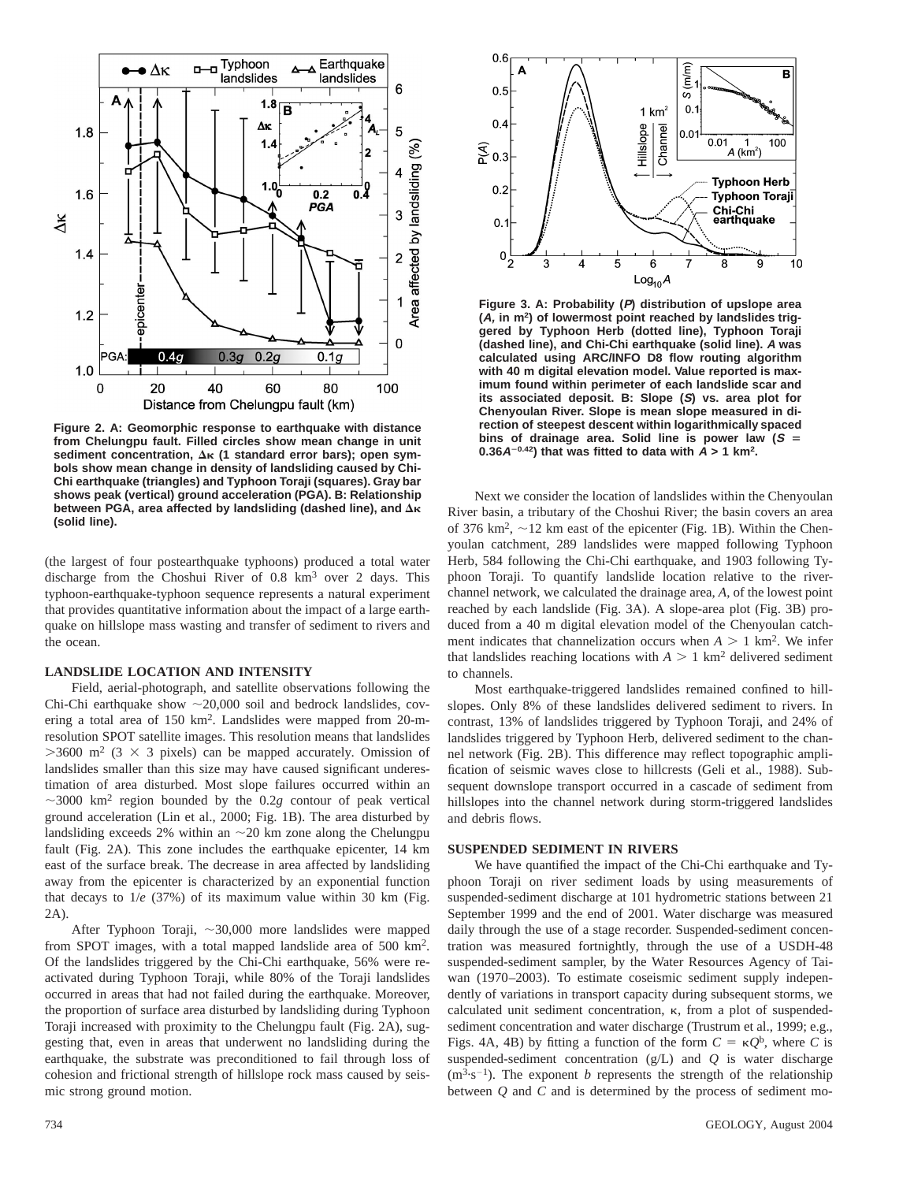Figure 2. A: Geomorphic response to earthquake with distance from Chelungpu fault. Filled circles show mean change in unit sediment concentration, $\Delta\kappa$ (1 standard error bars); open symbols show mean change in density of landsliding caused by Chi-Chi earthquake (triangles) and Typhoon Toraji (squares). Gray bar shows peak (vertical) ground acceleration (PGA). B: Relationship between PGA, area affected by landsliding (dashed line), and $\Delta\kappa$ (solid line).

Figure 3. A: Probability ($P$) distribution of upslope area ($A$, in m$^2$) of lowermost point reached by landslides triggered by Typhoon Herb (dotted line), Typhoon Toraji (dashed line), and Chi-Chi earthquake (solid line). $A$ was calculated using ARC/INFO D8 flow routing algorithm with 40 m digital elevation model. Value reported is maximum found within perimeter of each landslide scar and its associated deposit. B: Slope ($S$) vs. area plot for Chenyoulan River. Slope is mean slope measured in direction of steepest descent within logarithmically spaced bins of drainage area. Solid line is power law ($S = 0.36A^{-0.42}$) that was fitted to data with $A > 1$ km$^2$.

(the largest of four postearthquake typhoons) produced a total water discharge from the Choshui River of 0.8 km$^3$ over 2 days. This typhoon-earthquake-typhoon sequence represents a natural experiment that provides quantitative information about the impact of a large earthquake on hillslope mass wasting and transfer of sediment to rivers and the ocean.

## LANDSLIDE LOCATION AND INTENSITY

Field, aerial-photograph, and satellite observations following the Chi-Chi earthquake show ~20,000 soil and bedrock landslides, covering a total area of 150 km$^2$. Landslides were mapped from 20-m-resolution SPOT satellite images. This resolution means that landslides >3600 m$^2$ (3 × 3 pixels) can be mapped accurately. Omission of landslides smaller than this size may have caused significant underestimation of area disturbed. Most slope failures occurred within an ~3000 km$^2$ region bounded by the 0.2$g$ contour of peak vertical ground acceleration (Lin et al., 2000; Fig. 1B). The area disturbed by landsliding exceeds 2% within an ~20 km zone along the Chelungpu fault (Fig. 2A). This zone includes the earthquake epicenter, 14 km east of the surface break. The decrease in area affected by landsliding away from the epicenter is characterized by an exponential function that decays to 1/$e$ (37%) of its maximum value within 30 km (Fig. 2A).

After Typhoon Toraji, ~30,000 more landslides were mapped from SPOT images, with a total mapped landslide area of 500 km$^2$. Of the landslides triggered by the Chi-Chi earthquake, 56% were reactivated during Typhoon Toraji, while 80% of the Toraji landslides occurred in areas that had not failed during the earthquake. Moreover, the proportion of surface area disturbed by landsliding during Typhoon Toraji increased with proximity to the Chelungpu fault (Fig. 2A), suggesting that, even in areas that underwent no landsliding during the earthquake, the substrate was preconditioned to fail through loss of cohesion and frictional strength of hillslope rock mass caused by seismic strong ground motion.

Next we consider the location of landslides within the Chenyoulan River basin, a tributary of the Choshui River; the basin covers an area of 376 km$^2$, ~12 km east of the epicenter (Fig. 1B). Within the Chenyoulan catchment, 289 landslides were mapped following Typhoon Herb, 584 following the Chi-Chi earthquake, and 1903 following Typhoon Toraji. To quantify landslide location relative to the river-channel network, we calculated the drainage area, $A$, of the lowest point reached by each landslide (Fig. 3A). A slope-area plot (Fig. 3B) produced from a 40 m digital elevation model of the Chenyoulan catchment indicates that channelization occurs when $A > 1$ km$^2$. We infer that landslides reaching locations with $A > 1$ km$^2$ delivered sediment to channels.

Most earthquake-triggered landslides remained confined to hillslopes. Only 8% of these landslides delivered sediment to rivers. In contrast, 13% of landslides triggered by Typhoon Toraji, and 24% of landslides triggered by Typhoon Herb, delivered sediment to the channel network (Fig. 2B). This difference may reflect topographic amplification of seismic waves close to hillcrests (Geli et al., 1988). Subsequent downslope transport occurred in a cascade of sediment from hillslopes into the channel network during storm-triggered landslides and debris flows.

## SUSPENDED SEDIMENT IN RIVERS

We have quantified the impact of the Chi-Chi earthquake and Typhoon Toraji on river sediment loads by using measurements of suspended-sediment discharge at 101 hydrometric stations between 21 September 1999 and the end of 2001. Water discharge was measured daily through the use of a stage recorder. Suspended-sediment concentration was measured fortnightly, through the use of a USDH-48 suspended-sediment sampler, by the Water Resources Agency of Taiwan (1970–2003). To estimate coseismic sediment supply independently of variations in transport capacity during subsequent storms, we calculated unit sediment concentration, $\kappa$, from a plot of suspended-sediment concentration and water discharge (Trustrum et al., 1999; e.g., Figs. 4A, 4B) by fitting a function of the form $C = \kappa Q^b$, where $C$ is suspended-sediment concentration (g/L) and $Q$ is water discharge (m$^3$·s$^{-1}$). The exponent $b$ represents the strength of the relationship between $Q$ and $C$ and is determined by the process of sediment mo-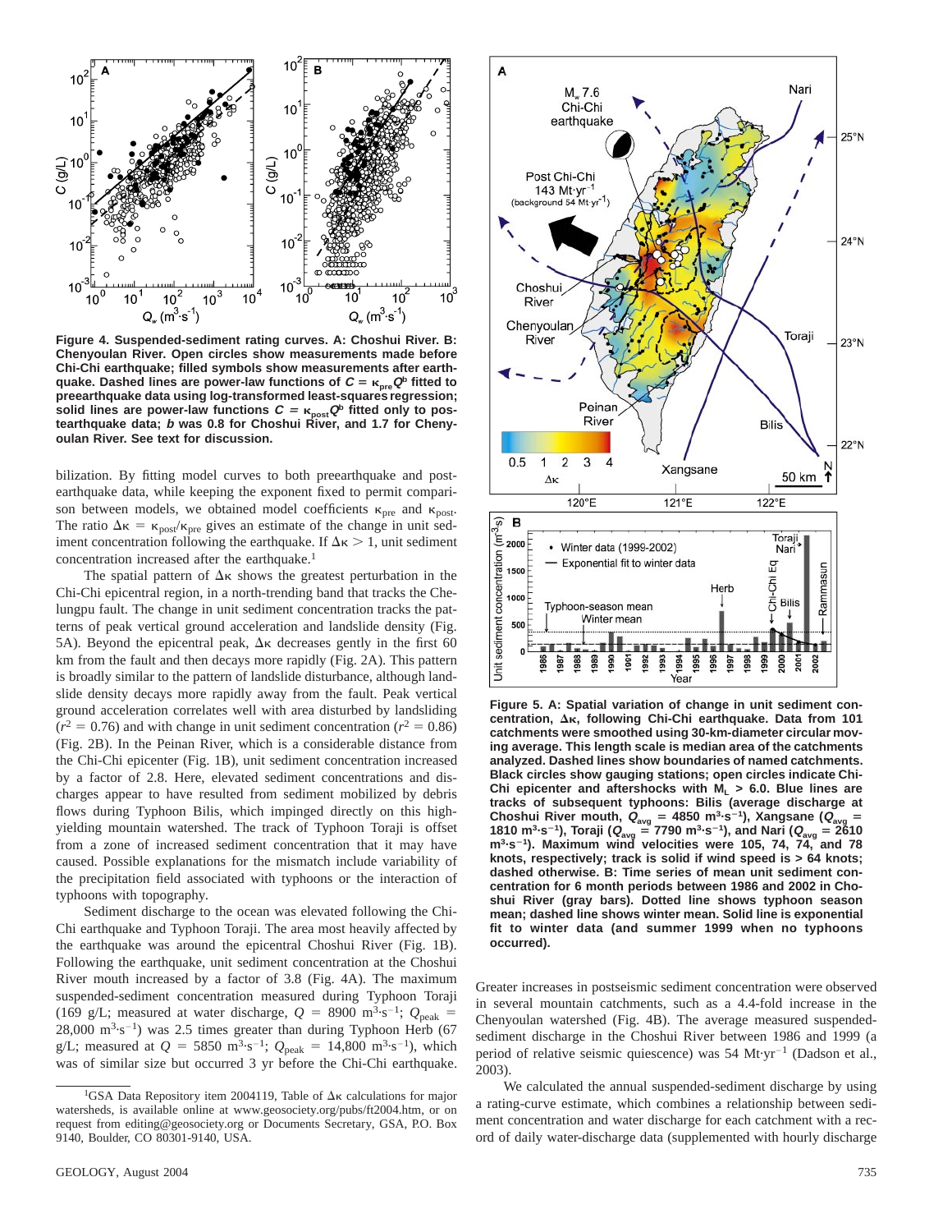**Figure 4. Suspended-sediment rating curves. A: Choshui River. B: Chenyoulan River. Open circles show measurements made before Chi-Chi earthquake; filled symbols show measurements after earthquake. Dashed lines are power-law functions of $C = \kappa_{pre}Q^b$ fitted to preearthquake data using log-transformed least-squares regression; solid lines are power-law functions $C = \kappa_{post}Q^b$ fitted only to postearthquake data; $b$ was 0.8 for Choshui River, and 1.7 for Chenyoulan River. See text for discussion.**

bilization. By fitting model curves to both preearthquake and postearthquake data, while keeping the exponent fixed to permit comparison between models, we obtained model coefficients $\kappa_{pre}$ and $\kappa_{post}$. The ratio $\Delta\kappa = \kappa_{post}/\kappa_{pre}$ gives an estimate of the change in unit sediment concentration following the earthquake. If $\Delta\kappa > 1$, unit sediment concentration increased after the earthquake.[1]

The spatial pattern of $\Delta\kappa$ shows the greatest perturbation in the Chi-Chi epicentral region, in a north-trending band that tracks the Chelungpu fault. The change in unit sediment concentration tracks the patterns of peak vertical ground acceleration and landslide density (Fig. 5A). Beyond the epicentral peak, $\Delta\kappa$ decreases gently in the first 60 km from the fault and then decays more rapidly (Fig. 2A). This pattern is broadly similar to the pattern of landslide disturbance, although landslide density decays more rapidly away from the fault. Peak vertical ground acceleration correlates well with area disturbed by landsliding ($r^2 = 0.76$) and with change in unit sediment concentration ($r^2 = 0.86$) (Fig. 2B). In the Peinan River, which is a considerable distance from the Chi-Chi epicenter (Fig. 1B), unit sediment concentration increased by a factor of 2.8. Here, elevated sediment concentrations and discharges appear to have resulted from sediment mobilized by debris flows during Typhoon Bilis, which impinged directly on this high-yielding mountain watershed. The track of Typhoon Toraji is offset from a zone of increased sediment concentration that it may have caused. Possible explanations for the mismatch include variability of the precipitation field associated with typhoons or the interaction of typhoons with topography.

Sediment discharge to the ocean was elevated following the Chi-Chi earthquake and Typhoon Toraji. The area most heavily affected by the earthquake was around the epicentral Choshui River (Fig. 1B). Following the earthquake, unit sediment concentration at the Choshui River mouth increased by a factor of 3.8 (Fig. 4A). The maximum suspended-sediment concentration measured during Typhoon Toraji (169 g/L; measured at water discharge, $Q$ = 8900 $m^3 \cdot s^{-1}$; $Q_{peak}$ = 28,000 $m^3 \cdot s^{-1}$) was 2.5 times greater than during Typhoon Herb (67 g/L; measured at $Q$ = 5850 $m^3 \cdot s^{-1}$; $Q_{peak}$ = 14,800 $m^3 \cdot s^{-1}$), which was of similar size but occurred 3 yr before the Chi-Chi earthquake.

**Figure 5. A: Spatial variation of change in unit sediment concentration, $\Delta\kappa$, following Chi-Chi earthquake. Data from 101 catchments were smoothed using 30-km-diameter circular moving average. This length scale is median area of the catchments analyzed. Dashed lines show boundaries of named catchments. Black circles show gauging stations; open circles indicate Chi-Chi epicenter and aftershocks with $M_L$ > 6.0. Blue lines are tracks of subsequent typhoons: Bilis (average discharge at Choshui River mouth, $Q_{avg}$ = 4850 $m^3 \cdot s^{-1}$), Xangsane ($Q_{avg}$ = 1810 $m^3 \cdot s^{-1}$), Toraji ($Q_{avg}$ = 7790 $m^3 \cdot s^{-1}$), and Nari ($Q_{avg}$ = 2610 $m^3 \cdot s^{-1}$). Maximum wind velocities were 105, 74, 74, and 78 knots, respectively; track is solid if wind speed is > 64 knots; dashed otherwise. B: Time series of mean unit sediment concentration for 6 month periods between 1986 and 2002 in Choshui River (gray bars). Dotted line shows typhoon season mean; dashed line shows winter mean. Solid line is exponential fit to winter data (and summer 1999 when no typhoons occurred).**

Greater increases in postseismic sediment concentration were observed in several mountain catchments, such as a 4.4-fold increase in the Chenyoulan watershed (Fig. 4B). The average measured suspended-sediment discharge in the Choshui River between 1986 and 1999 (a period of relative seismic quiescence) was 54 $Mt \cdot yr^{-1}$ (Dadson et al., 2003).

We calculated the annual suspended-sediment discharge by using a rating-curve estimate, which combines a relationship between sediment concentration and water discharge for each catchment with a record of daily water-discharge data (supplemented with hourly discharge

[1]GSA Data Repository item 2004119, Table of $\Delta\kappa$ calculations for major watersheds, is available online at www.geosociety.org/pubs/ft2004.htm, or on request from editing@geosociety.org or Documents Secretary, GSA, P.O. Box 9140, Boulder, CO 80301-9140, USA.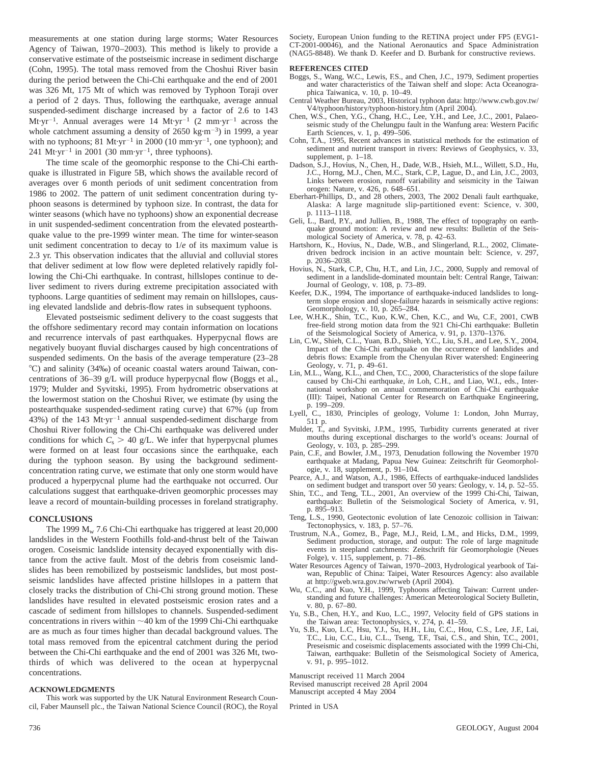measurements at one station during large storms; Water Resources Agency of Taiwan, 1970–2003). This method is likely to provide a conservative estimate of the postseismic increase in sediment discharge (Cohn, 1995). The total mass removed from the Choshui River basin during the period between the Chi-Chi earthquake and the end of 2001 was 326 Mt, 175 Mt of which was removed by Typhoon Toraji over a period of 2 days. Thus, following the earthquake, average annual suspended-sediment discharge increased by a factor of 2.6 to 143 $Mt \cdot yr^{-1}$. Annual averages were 14 $Mt \cdot yr^{-1}$ (2 $mm \cdot yr^{-1}$ across the whole catchment assuming a density of 2650 $kg \cdot m^{-3}$) in 1999, a year with no typhoons; 81 $Mt \cdot yr^{-1}$ in 2000 (10 $mm \cdot yr^{-1}$, one typhoon); and 241 $Mt \cdot yr^{-1}$ in 2001 (30 $mm \cdot yr^{-1}$, three typhoons).

The time scale of the geomorphic response to the Chi-Chi earthquake is illustrated in Figure 5B, which shows the available record of averages over 6 month periods of unit sediment concentration from 1986 to 2002. The pattern of unit sediment concentration during typhoon seasons is determined by typhoon size. In contrast, the data for winter seasons (which have no typhoons) show an exponential decrease in unit suspended-sediment concentration from the elevated postearthquake value to the pre-1999 winter mean. The time for winter-season unit sediment concentration to decay to $1/e$ of its maximum value is 2.3 yr. This observation indicates that the alluvial and colluvial stores that deliver sediment at low flow were depleted relatively rapidly following the Chi-Chi earthquake. In contrast, hillslopes continue to deliver sediment to rivers during extreme precipitation associated with typhoons. Large quantities of sediment may remain on hillslopes, causing elevated landslide and debris-flow rates in subsequent typhoons.

Elevated postseismic sediment delivery to the coast suggests that the offshore sedimentary record may contain information on locations and recurrence intervals of past earthquakes. Hyperpycnal flows are negatively buoyant fluvial discharges caused by high concentrations of suspended sediments. On the basis of the average temperature (23–28 °C) and salinity (34‰) of oceanic coastal waters around Taiwan, concentrations of 36–39 g/L will produce hyperpycnal flow (Boggs et al., 1979; Mulder and Syvitski, 1995). From hydrometric observations at the lowermost station on the Choshui River, we estimate (by using the postearthquake suspended-sediment rating curve) that 67% (up from 43%) of the 143 $Mt \cdot yr^{-1}$ annual suspended-sediment discharge from Choshui River following the Chi-Chi earthquake was delivered under conditions for which $C_s > 40$ g/L. We infer that hyperpycnal plumes were formed on at least four occasions since the earthquake, each during the typhoon season. By using the background sediment-concentration rating curve, we estimate that only one storm would have produced a hyperpycnal plume had the earthquake not occurred. Our calculations suggest that earthquake-driven geomorphic processes may leave a record of mountain-building processes in foreland stratigraphy.

## CONCLUSIONS

The 1999 $M_w$ 7.6 Chi-Chi earthquake has triggered at least 20,000 landslides in the Western Foothills fold-and-thrust belt of the Taiwan orogen. Coseismic landslide intensity decayed exponentially with distance from the active fault. Most of the debris from coseismic landslides has been remobilized by postseismic landslides, but most postseismic landslides have affected pristine hillslopes in a pattern that closely tracks the distribution of Chi-Chi strong ground motion. These landslides have resulted in elevated postseismic erosion rates and a cascade of sediment from hillslopes to channels. Suspended-sediment concentrations in rivers within ~40 km of the 1999 Chi-Chi earthquake are as much as four times higher than decadal background values. The total mass removed from the epicentral catchment during the period between the Chi-Chi earthquake and the end of 2001 was 326 Mt, two-thirds of which was delivered to the ocean at hyperpycnal concentrations.

## ACKNOWLEDGMENTS

This work was supported by the UK Natural Environment Research Council, Faber Maunsell plc., the Taiwan National Science Council (ROC), the Royal Society, European Union funding to the RETINA project under FP5 (EVG1-CT-2001-00046), and the National Aeronautics and Space Administration (NAG5-8848). We thank D. Keefer and D. Burbank for constructive reviews.

## REFERENCES CITED

Boggs, S., Wang, W.C., Lewis, F.S., and Chen, J.C., 1979, Sediment properties and water characteristics of the Taiwan shelf and slope: Acta Oceanographica Taiwanica, v. 10, p. 10–49.

Central Weather Bureau, 2003, Historical typhoon data: http://www.cwb.gov.tw/V4/typhoon/history/typhoon-history.htm (April 2004).

Chen, W.S., Chen, Y.G., Chang, H.C., Lee, Y.H., and Lee, J.C., 2001, Palaeoseismic study of the Chelungpu fault in the Wanfung area: Western Pacific Earth Sciences, v. 1, p. 499–506.

Cohn, T.A., 1995, Recent advances in statistical methods for the estimation of sediment and nutrient transport in rivers: Reviews of Geophysics, v. 33, supplement, p. 1–18.

Dadson, S.J., Hovius, N., Chen, H., Dade, W.B., Hsieh, M.L., Willett, S.D., Hu, J.C., Horng, M.J., Chen, M.C., Stark, C.P., Lague, D., and Lin, J.C., 2003, Links between erosion, runoff variability and seismicity in the Taiwan orogen: Nature, v. 426, p. 648–651.

Eberhart-Phillips, D., and 28 others, 2003, The 2002 Denali fault earthquake, Alaska: A large magnitude slip-partitioned event: Science, v. 300, p. 1113–1118.

Geli, L., Bard, P.Y., and Jullien, B., 1988, The effect of topography on earthquake ground motion: A review and new results: Bulletin of the Seismological Society of America, v. 78, p. 42–63.

Hartshorn, K., Hovius, N., Dade, W.B., and Slingerland, R.L., 2002, Climate-driven bedrock incision in an active mountain belt: Science, v. 297, p. 2036–2038.

Hovius, N., Stark, C.P., Chu, H.T., and Lin, J.C., 2000, Supply and removal of sediment in a landslide-dominated mountain belt: Central Range, Taiwan: Journal of Geology, v. 108, p. 73–89.

Keefer, D.K., 1994, The importance of earthquake-induced landslides to long-term slope erosion and slope-failure hazards in seismically active regions: Geomorphology, v. 10, p. 265–284.

Lee, W.H.K., Shin, T.C., Kuo, K.W., Chen, K.C., and Wu, C.F., 2001, CWB free-field strong motion data from the 921 Chi-Chi earthquake: Bulletin of the Seismological Society of America, v. 91, p. 1370–1376.

Lin, C.W., Shieh, C.L., Yuan, B.D., Shieh, Y.C., Liu, S.H., and Lee, S.Y., 2004, Impact of the Chi-Chi earthquake on the occurrence of landslides and debris flows: Example from the Chenyulan River watershed: Engineering Geology, v. 71, p. 49–61.

Lin, M.L., Wang, K.L., and Chen, T.C., 2000, Characteristics of the slope failure caused by Chi-Chi earthquake, *in* Loh, C.H., and Liao, W.I., eds., International workshop on annual commemoration of Chi-Chi earthquake (III): Taipei, National Center for Research on Earthquake Engineering, p. 199–209.

Lyell, C., 1830, Principles of geology, Volume 1: London, John Murray, 511 p.

Mulder, T., and Syvitski, J.P.M., 1995, Turbidity currents generated at river mouths during exceptional discharges to the world's oceans: Journal of Geology, v. 103, p. 285–299.

Pain, C.F., and Bowler, J.M., 1973, Denudation following the November 1970 earthquake at Madang, Papua New Guinea: Zeitschrift für Geomorphologie, v. 18, supplement, p. 91–104.

Pearce, A.J., and Watson, A.J., 1986, Effects of earthquake-induced landslides on sediment budget and transport over 50 years: Geology, v. 14, p. 52–55.

Shin, T.C., and Teng, T.L., 2001, An overview of the 1999 Chi-Chi, Taiwan, earthquake: Bulletin of the Seismological Society of America, v. 91, p. 895–913.

Teng, L.S., 1990, Geotectonic evolution of late Cenozoic collision in Taiwan: Tectonophysics, v. 183, p. 57–76.

Trustrum, N.A., Gomez, B., Page, M.J., Reid, L.M., and Hicks, D.M., 1999, Sediment production, storage, and output: The role of large magnitude events in steepland catchments: Zeitschrift für Geomorphologie (Neues Folge), v. 115, supplement, p. 71–86.

Water Resources Agency of Taiwan, 1970–2003, Hydrological yearbook of Taiwan, Republic of China: Taipei, Water Resources Agency: also available at http://gweb.wra.gov.tw/wrweb (April 2004).

Wu, C.C., and Kuo, Y.H., 1999, Typhoons affecting Taiwan: Current understanding and future challenges: American Meteorological Society Bulletin, v. 80, p. 67–80.

Yu, S.B., Chen, H.Y., and Kuo, L.C., 1997, Velocity field of GPS stations in the Taiwan area: Tectonophysics, v. 274, p. 41–59.

Yu, S.B., Kuo, L.C, Hsu, Y.J., Su, H.H., Liu, C.C., Hou, C.S., Lee, J.F., Lai, T.C., Liu, C.C., Liu, C.L., Tseng, T.F., Tsai, C.S., and Shin, T.C., 2001, Preseismic and coseismic displacements associated with the 1999 Chi-Chi, Taiwan, earthquake: Bulletin of the Seismological Society of America, v. 91, p. 995–1012.

Manuscript received 11 March 2004
Revised manuscript received 28 April 2004
Manuscript accepted 4 May 2004

Printed in USA